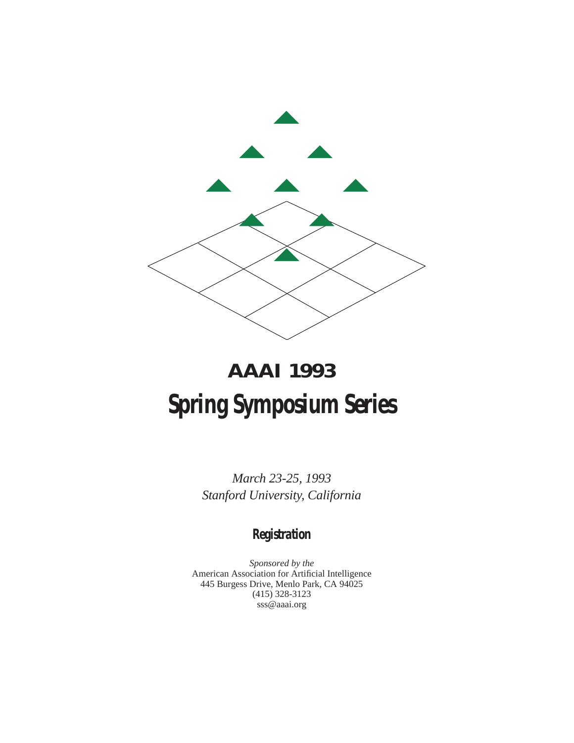# AAAI 1993

# Spring Symposium Series

*March 23-25, 1993*
*Stanford University, California*

## Registration

*Sponsored by the*
American Association for Artificial Intelligence
445 Burgess Drive, Menlo Park, CA 94025
(415) 328-3123
sss@aaai.org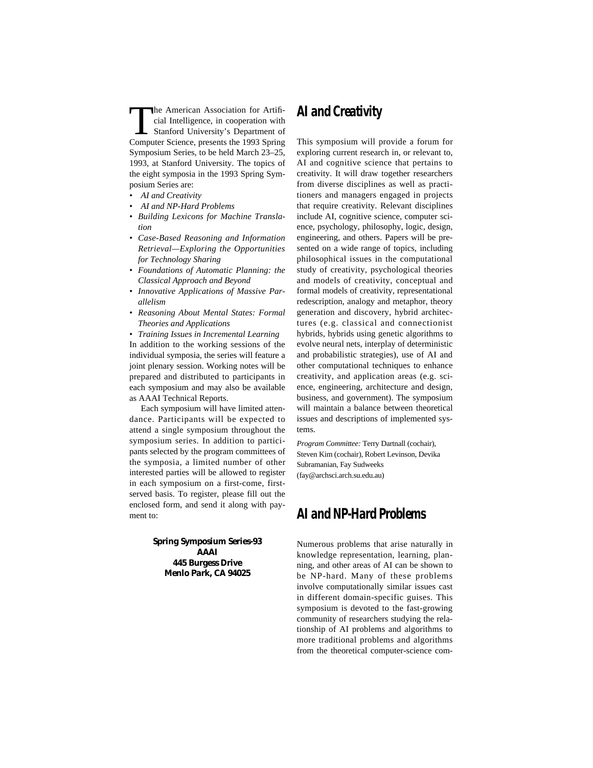The American Association for Artificial Intelligence, in cooperation with Stanford University's Department of Computer Science, presents the 1993 Spring Symposium Series, to be held March 23–25, 1993, at Stanford University. The topics of the eight symposia in the 1993 Spring Symposium Series are:

- *AI and Creativity*
- *AI and NP-Hard Problems*
- *Building Lexicons for Machine Translation*
- *Case-Based Reasoning and Information Retrieval—Exploring the Opportunities for Technology Sharing*
- *Foundations of Automatic Planning: the Classical Approach and Beyond*
- *Innovative Applications of Massive Parallelism*
- *Reasoning About Mental States: Formal Theories and Applications*
- *Training Issues in Incremental Learning*

In addition to the working sessions of the individual symposia, the series will feature a joint plenary session. Working notes will be prepared and distributed to participants in each symposium and may also be available as AAAI Technical Reports.

Each symposium will have limited attendance. Participants will be expected to attend a single symposium throughout the symposium series. In addition to participants selected by the program committees of the symposia, a limited number of other interested parties will be allowed to register in each symposium on a first-come, first-served basis. To register, please fill out the enclosed form, and send it along with payment to:

**Spring Symposium Series-93**
**AAAI**
**445 Burgess Drive**
**Menlo Park, CA 94025**

## AI and Creativity

This symposium will provide a forum for exploring current research in, or relevant to, AI and cognitive science that pertains to creativity. It will draw together researchers from diverse disciplines as well as practitioners and managers engaged in projects that require creativity. Relevant disciplines include AI, cognitive science, computer science, psychology, philosophy, logic, design, engineering, and others. Papers will be presented on a wide range of topics, including philosophical issues in the computational study of creativity, psychological theories and models of creativity, conceptual and formal models of creativity, representational redescription, analogy and metaphor, theory generation and discovery, hybrid architectures (e.g. classical and connectionist hybrids, hybrids using genetic algorithms to evolve neural nets, interplay of deterministic and probabilistic strategies), use of AI and other computational techniques to enhance creativity, and application areas (e.g. science, engineering, architecture and design, business, and government). The symposium will maintain a balance between theoretical issues and descriptions of implemented systems.

*Program Committee:* Terry Dartnall (cochair), Steven Kim (cochair), Robert Levinson, Devika Subramanian, Fay Sudweeks (fay@archsci.arch.su.edu.au)

## AI and NP-Hard Problems

Numerous problems that arise naturally in knowledge representation, learning, planning, and other areas of AI can be shown to be NP-hard. Many of these problems involve computationally similar issues cast in different domain-specific guises. This symposium is devoted to the fast-growing community of researchers studying the relationship of AI problems and algorithms to more traditional problems and algorithms from the theoretical computer-science com-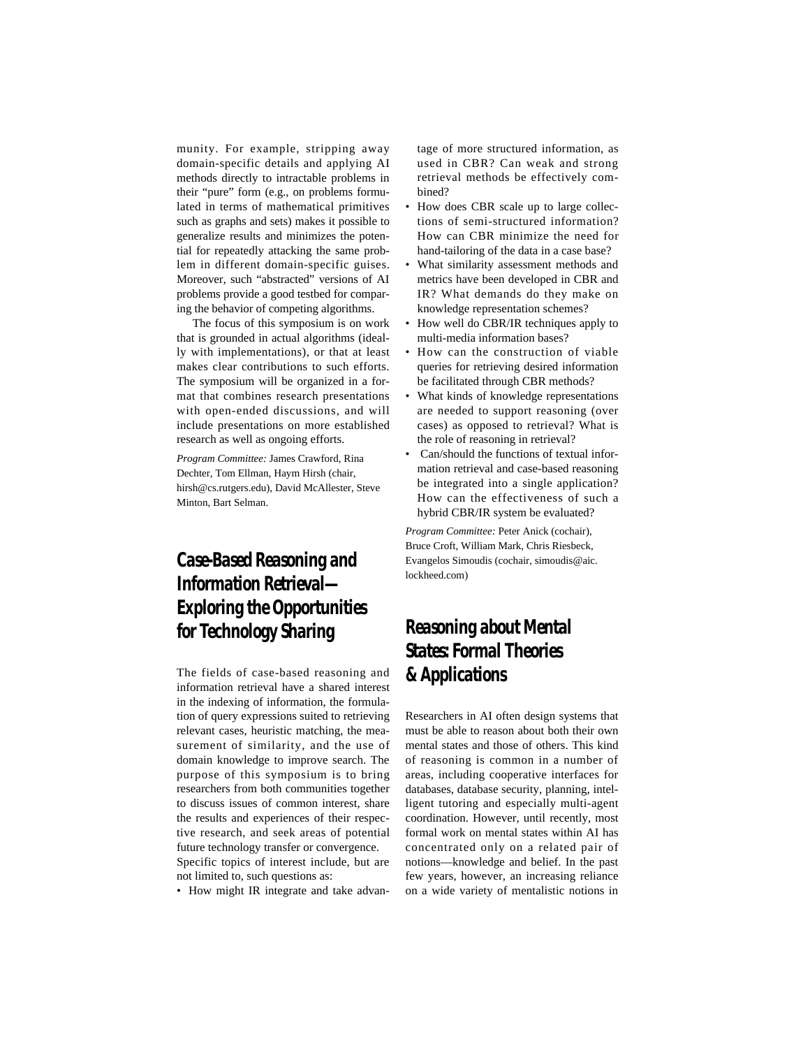munity. For example, stripping away domain-specific details and applying AI methods directly to intractable problems in their "pure" form (e.g., on problems formulated in terms of mathematical primitives such as graphs and sets) makes it possible to generalize results and minimizes the potential for repeatedly attacking the same problem in different domain-specific guises. Moreover, such "abstracted" versions of AI problems provide a good testbed for comparing the behavior of competing algorithms.

The focus of this symposium is on work that is grounded in actual algorithms (ideally with implementations), or that at least makes clear contributions to such efforts. The symposium will be organized in a format that combines research presentations with open-ended discussions, and will include presentations on more established research as well as ongoing efforts.

*Program Committee:* James Crawford, Rina Dechter, Tom Ellman, Haym Hirsh (chair, hirsh@cs.rutgers.edu), David McAllester, Steve Minton, Bart Selman.

## Case-Based Reasoning and Information Retrieval— Exploring the Opportunities for Technology Sharing

The fields of case-based reasoning and information retrieval have a shared interest in the indexing of information, the formulation of query expressions suited to retrieving relevant cases, heuristic matching, the measurement of similarity, and the use of domain knowledge to improve search. The purpose of this symposium is to bring researchers from both communities together to discuss issues of common interest, share the results and experiences of their respective research, and seek areas of potential future technology transfer or convergence. Specific topics of interest include, but are not limited to, such questions as:

- How might IR integrate and take advantage of more structured information, as used in CBR? Can weak and strong retrieval methods be effectively combined?
- How does CBR scale up to large collections of semi-structured information? How can CBR minimize the need for hand-tailoring of the data in a case base?
- What similarity assessment methods and metrics have been developed in CBR and IR? What demands do they make on knowledge representation schemes?
- How well do CBR/IR techniques apply to multi-media information bases?
- How can the construction of viable queries for retrieving desired information be facilitated through CBR methods?
- What kinds of knowledge representations are needed to support reasoning (over cases) as opposed to retrieval? What is the role of reasoning in retrieval?
- Can/should the functions of textual information retrieval and case-based reasoning be integrated into a single application? How can the effectiveness of such a hybrid CBR/IR system be evaluated?

*Program Committee:* Peter Anick (cochair), Bruce Croft, William Mark, Chris Riesbeck, Evangelos Simoudis (cochair, simoudis@aic.lockheed.com)

## Reasoning about Mental States: Formal Theories & Applications

Researchers in AI often design systems that must be able to reason about both their own mental states and those of others. This kind of reasoning is common in a number of areas, including cooperative interfaces for databases, database security, planning, intelligent tutoring and especially multi-agent coordination. However, until recently, most formal work on mental states within AI has concentrated only on a related pair of notions—knowledge and belief. In the past few years, however, an increasing reliance on a wide variety of mentalistic notions in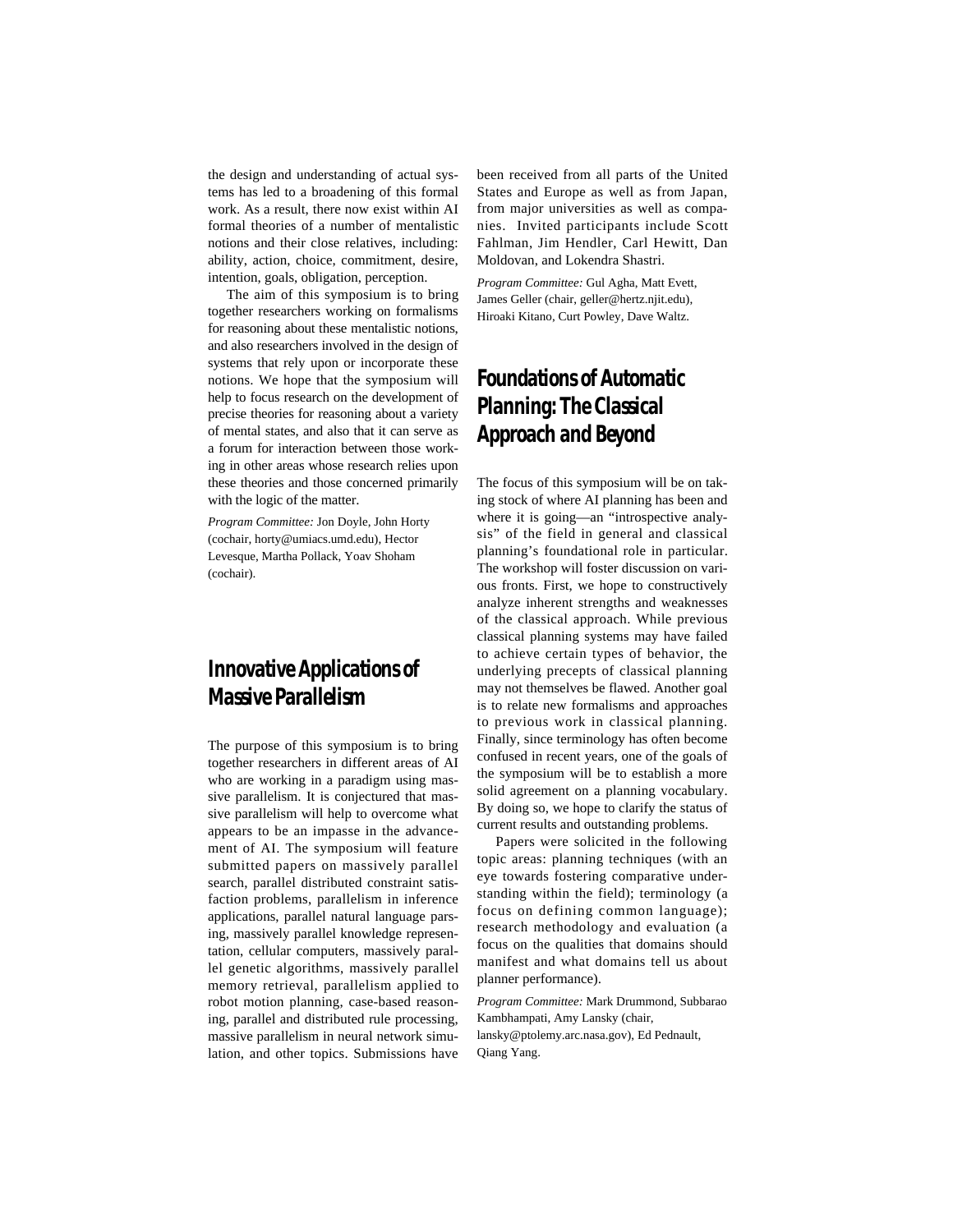the design and understanding of actual systems has led to a broadening of this formal work. As a result, there now exist within AI formal theories of a number of mentalistic notions and their close relatives, including: ability, action, choice, commitment, desire, intention, goals, obligation, perception.

The aim of this symposium is to bring together researchers working on formalisms for reasoning about these mentalistic notions, and also researchers involved in the design of systems that rely upon or incorporate these notions. We hope that the symposium will help to focus research on the development of precise theories for reasoning about a variety of mental states, and also that it can serve as a forum for interaction between those working in other areas whose research relies upon these theories and those concerned primarily with the logic of the matter.

*Program Committee:* Jon Doyle, John Horty (cochair, horty@umiacs.umd.edu), Hector Levesque, Martha Pollack, Yoav Shoham (cochair).

## Innovative Applications of Massive Parallelism

The purpose of this symposium is to bring together researchers in different areas of AI who are working in a paradigm using massive parallelism. It is conjectured that massive parallelism will help to overcome what appears to be an impasse in the advancement of AI. The symposium will feature submitted papers on massively parallel search, parallel distributed constraint satisfaction problems, parallelism in inference applications, parallel natural language parsing, massively parallel knowledge representation, cellular computers, massively parallel genetic algorithms, massively parallel memory retrieval, parallelism applied to robot motion planning, case-based reasoning, parallel and distributed rule processing, massive parallelism in neural network simulation, and other topics. Submissions have been received from all parts of the United States and Europe as well as from Japan, from major universities as well as companies. Invited participants include Scott Fahlman, Jim Hendler, Carl Hewitt, Dan Moldovan, and Lokendra Shastri.

*Program Committee:* Gul Agha, Matt Evett, James Geller (chair, geller@hertz.njit.edu), Hiroaki Kitano, Curt Powley, Dave Waltz.

## Foundations of Automatic Planning: The Classical Approach and Beyond

The focus of this symposium will be on taking stock of where AI planning has been and where it is going—an "introspective analysis" of the field in general and classical planning's foundational role in particular. The workshop will foster discussion on various fronts. First, we hope to constructively analyze inherent strengths and weaknesses of the classical approach. While previous classical planning systems may have failed to achieve certain types of behavior, the underlying precepts of classical planning may not themselves be flawed. Another goal is to relate new formalisms and approaches to previous work in classical planning. Finally, since terminology has often become confused in recent years, one of the goals of the symposium will be to establish a more solid agreement on a planning vocabulary. By doing so, we hope to clarify the status of current results and outstanding problems.

Papers were solicited in the following topic areas: planning techniques (with an eye towards fostering comparative understanding within the field); terminology (a focus on defining common language); research methodology and evaluation (a focus on the qualities that domains should manifest and what domains tell us about planner performance).

*Program Committee:* Mark Drummond, Subbarao Kambhampati, Amy Lansky (chair, lansky@ptolemy.arc.nasa.gov), Ed Pednault, Qiang Yang.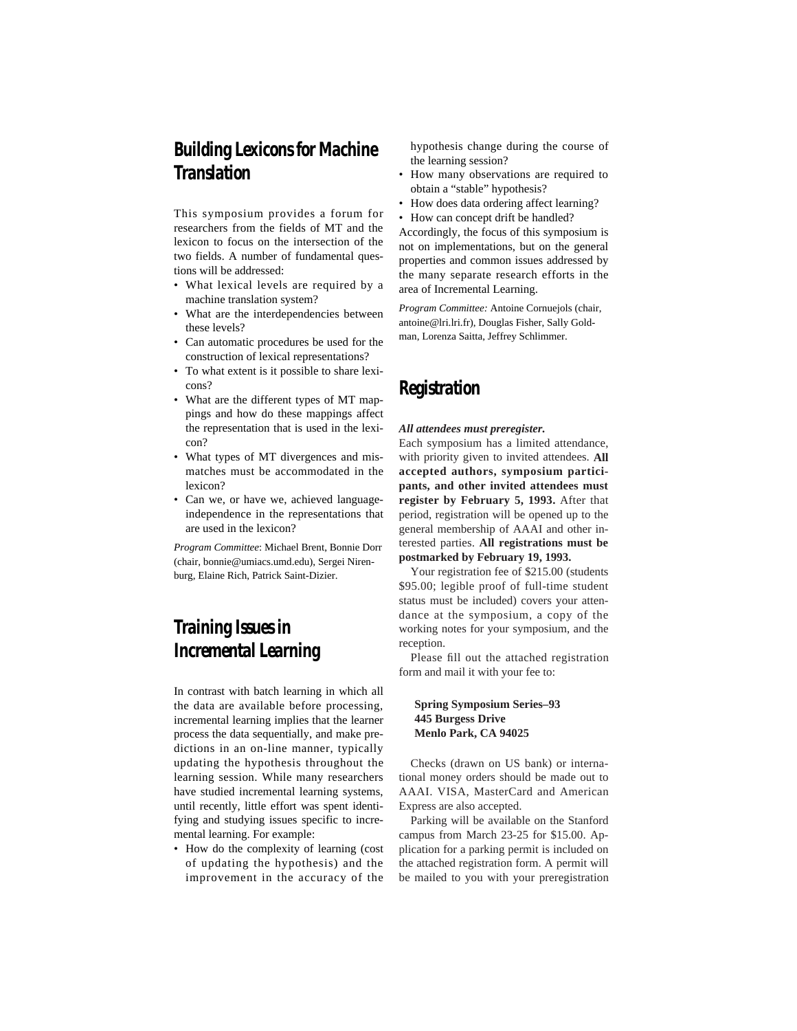## Building Lexicons for Machine Translation

This symposium provides a forum for researchers from the fields of MT and the lexicon to focus on the intersection of the two fields. A number of fundamental questions will be addressed:

- What lexical levels are required by a machine translation system?
- What are the interdependencies between these levels?
- Can automatic procedures be used for the construction of lexical representations?
- To what extent is it possible to share lexicons?
- What are the different types of MT mappings and how do these mappings affect the representation that is used in the lexicon?
- What types of MT divergences and mismatches must be accommodated in the lexicon?
- Can we, or have we, achieved language-independence in the representations that are used in the lexicon?

*Program Committee*: Michael Brent, Bonnie Dorr (chair, bonnie@umiacs.umd.edu), Sergei Nirenburg, Elaine Rich, Patrick Saint-Dizier.

## Training Issues in Incremental Learning

In contrast with batch learning in which all the data are available before processing, incremental learning implies that the learner process the data sequentially, and make predictions in an on-line manner, typically updating the hypothesis throughout the learning session. While many researchers have studied incremental learning systems, until recently, little effort was spent identifying and studying issues specific to incremental learning. For example:

- How do the complexity of learning (cost of updating the hypothesis) and the improvement in the accuracy of the hypothesis change during the course of the learning session?
- How many observations are required to obtain a "stable" hypothesis?
- How does data ordering affect learning?
- How can concept drift be handled?

Accordingly, the focus of this symposium is not on implementations, but on the general properties and common issues addressed by the many separate research efforts in the area of Incremental Learning.

*Program Committee:* Antoine Cornuejols (chair, antoine@lri.lri.fr), Douglas Fisher, Sally Goldman, Lorenza Saitta, Jeffrey Schlimmer.

## Registration

***All attendees must preregister.***

Each symposium has a limited attendance, with priority given to invited attendees. **All accepted authors, symposium participants, and other invited attendees must register by February 5, 1993.** After that period, registration will be opened up to the general membership of AAAI and other interested parties. **All registrations must be postmarked by February 19, 1993.**

Your registration fee of $215.00 (students $95.00; legible proof of full-time student status must be included) covers your attendance at the symposium, a copy of the working notes for your symposium, and the reception.

Please fill out the attached registration form and mail it with your fee to:

**Spring Symposium Series–93**
**445 Burgess Drive**
**Menlo Park, CA 94025**

Checks (drawn on US bank) or international money orders should be made out to AAAI. VISA, MasterCard and American Express are also accepted.

Parking will be available on the Stanford campus from March 23-25 for $15.00. Application for a parking permit is included on the attached registration form. A permit will be mailed to you with your preregistration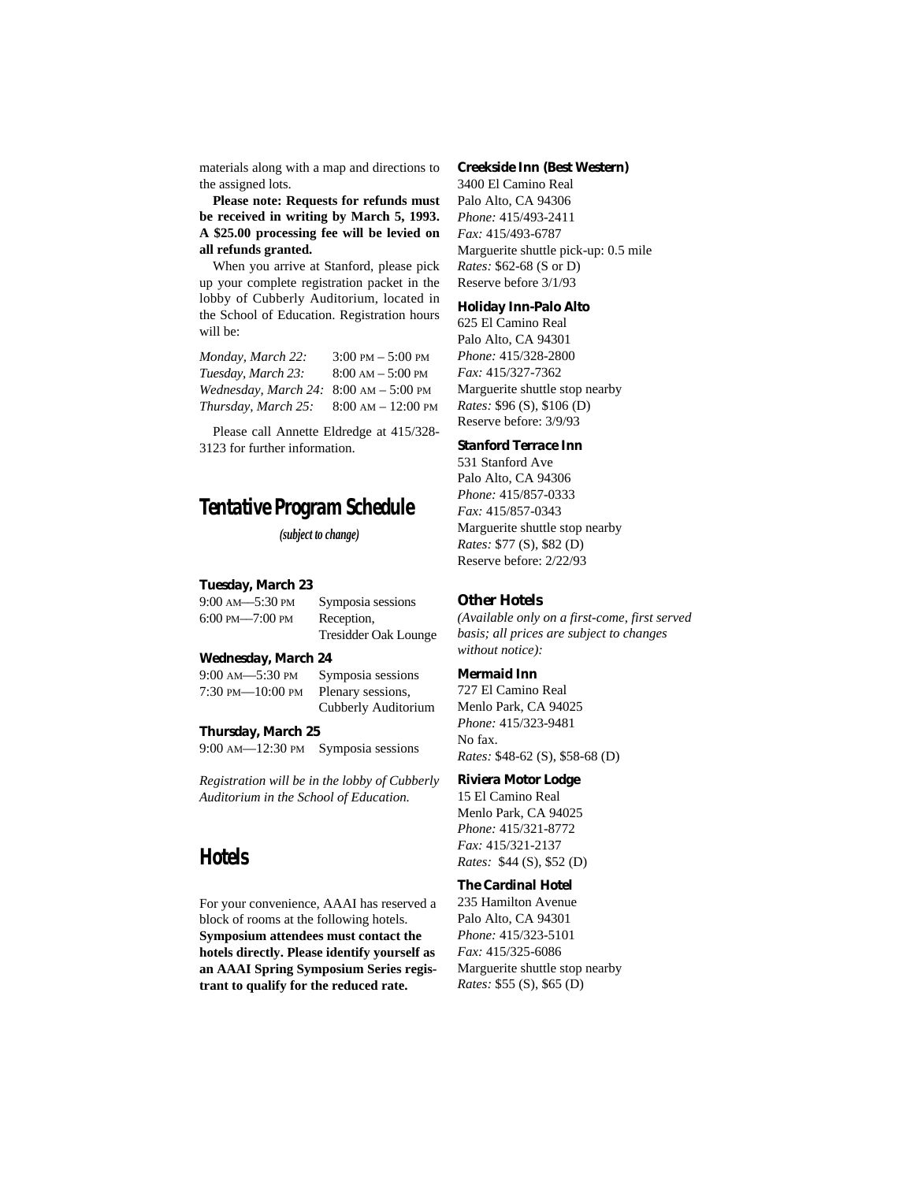materials along with a map and directions to the assigned lots.

**Please note: Requests for refunds must be received in writing by March 5, 1993. A $25.00 processing fee will be levied on all refunds granted.**

When you arrive at Stanford, please pick up your complete registration packet in the lobby of Cubberly Auditorium, located in the School of Education. Registration hours will be:

| | |
|---|---|
| *Monday, March 22:* | 3:00 PM – 5:00 PM |
| *Tuesday, March 23:* | 8:00 AM – 5:00 PM |
| *Wednesday, March 24:* | 8:00 AM – 5:00 PM |
| *Thursday, March 25:* | 8:00 AM – 12:00 PM |

Please call Annette Eldredge at 415/328-3123 for further information.

## Tentative Program Schedule

*(subject to change)*

### Tuesday, March 23

| | |
|---|---|
| 9:00 AM—5:30 PM | Symposia sessions |
| 6:00 PM—7:00 PM | Reception, Tresidder Oak Lounge |

### Wednesday, March 24

| | |
|---|---|
| 9:00 AM—5:30 PM | Symposia sessions |
| 7:30 PM—10:00 PM | Plenary sessions, Cubberly Auditorium |

### Thursday, March 25

| | |
|---|---|
| 9:00 AM—12:30 PM | Symposia sessions |

*Registration will be in the lobby of Cubberly Auditorium in the School of Education.*

## Hotels

For your convenience, AAAI has reserved a block of rooms at the following hotels. **Symposium attendees must contact the hotels directly. Please identify yourself as an AAAI Spring Symposium Series registrant to qualify for the reduced rate.**

### Creekside Inn (Best Western)

3400 El Camino Real
Palo Alto, CA 94306
*Phone:* 415/493-2411
*Fax:* 415/493-6787
Marguerite shuttle pick-up: 0.5 mile
*Rates:* $62-68 (S or D)
Reserve before 3/1/93

### Holiday Inn-Palo Alto

625 El Camino Real
Palo Alto, CA 94301
*Phone:* 415/328-2800
*Fax:* 415/327-7362
Marguerite shuttle stop nearby
*Rates:* $96 (S), $106 (D)
Reserve before: 3/9/93

### Stanford Terrace Inn

531 Stanford Ave
Palo Alto, CA 94306
*Phone:* 415/857-0333
*Fax:* 415/857-0343
Marguerite shuttle stop nearby
*Rates:* $77 (S), $82 (D)
Reserve before: 2/22/93

### Other Hotels

*(Available only on a first-come, first served basis; all prices are subject to changes without notice):*

### Mermaid Inn

727 El Camino Real
Menlo Park, CA 94025
*Phone:* 415/323-9481
No fax.
*Rates:* $48-62 (S), $58-68 (D)

### Riviera Motor Lodge

15 El Camino Real
Menlo Park, CA 94025
*Phone:* 415/321-8772
*Fax:* 415/321-2137
*Rates:* $44 (S), $52 (D)

### The Cardinal Hotel

235 Hamilton Avenue
Palo Alto, CA 94301
*Phone:* 415/323-5101
*Fax:* 415/325-6086
Marguerite shuttle stop nearby
*Rates:* $55 (S), $65 (D)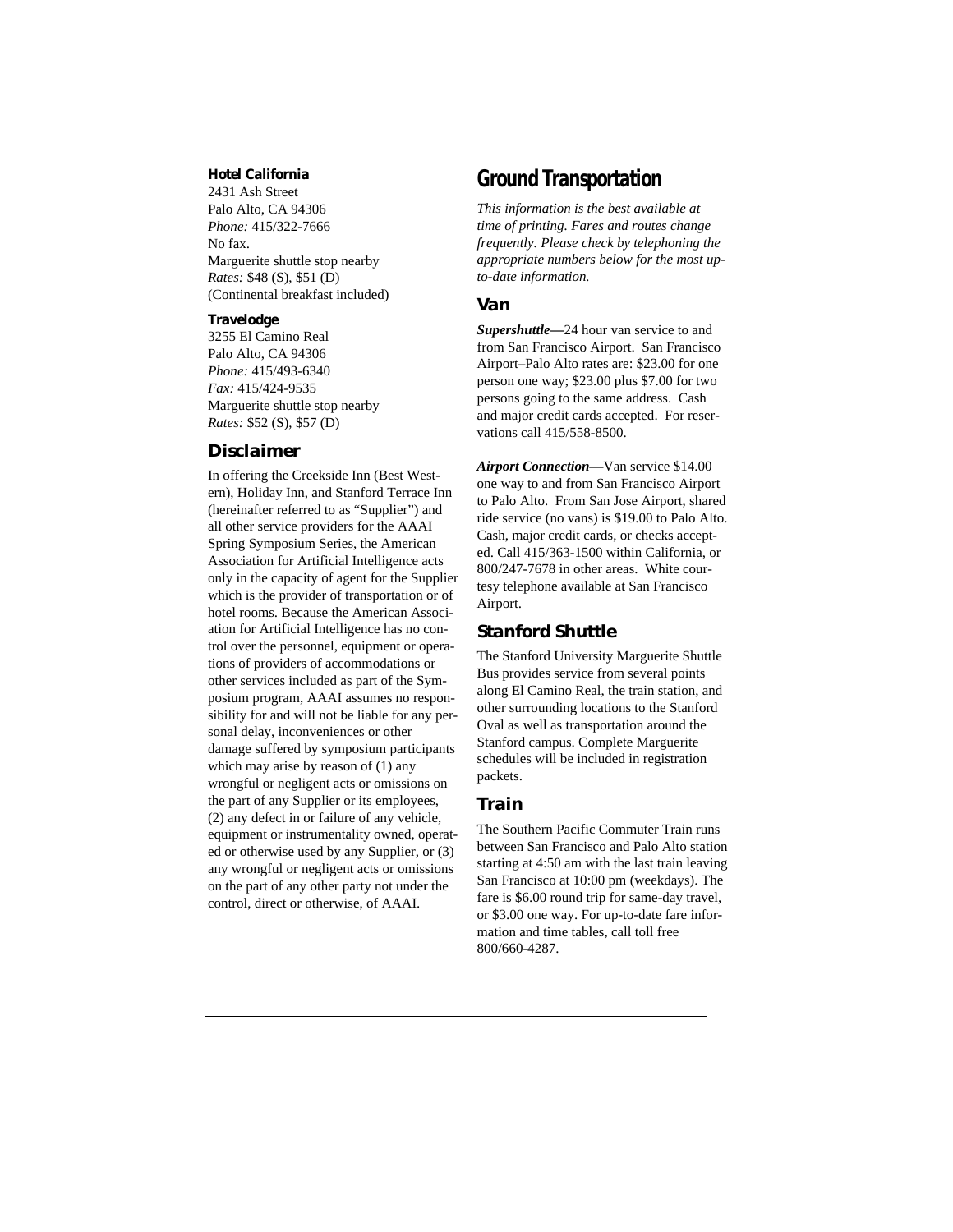#### Hotel California

2431 Ash Street
Palo Alto, CA 94306
*Phone:* 415/322-7666
No fax.
Marguerite shuttle stop nearby
*Rates:* $48 (S), $51 (D)
(Continental breakfast included)

#### Travelodge

3255 El Camino Real
Palo Alto, CA 94306
*Phone:* 415/493-6340
*Fax:* 415/424-9535
Marguerite shuttle stop nearby
*Rates:* $52 (S), $57 (D)

### Disclaimer

In offering the Creekside Inn (Best Western), Holiday Inn, and Stanford Terrace Inn (hereinafter referred to as "Supplier") and all other service providers for the AAAI Spring Symposium Series, the American Association for Artificial Intelligence acts only in the capacity of agent for the Supplier which is the provider of transportation or of hotel rooms. Because the American Association for Artificial Intelligence has no control over the personnel, equipment or operations of providers of accommodations or other services included as part of the Symposium program, AAAI assumes no responsibility for and will not be liable for any personal delay, inconveniences or other damage suffered by symposium participants which may arise by reason of (1) any wrongful or negligent acts or omissions on the part of any Supplier or its employees, (2) any defect in or failure of any vehicle, equipment or instrumentality owned, operated or otherwise used by any Supplier, or (3) any wrongful or negligent acts or omissions on the part of any other party not under the control, direct or otherwise, of AAAI.

## Ground Transportation

*This information is the best available at time of printing. Fares and routes change frequently. Please check by telephoning the appropriate numbers below for the most up-to-date information.*

### Van

***Supershuttle***—24 hour van service to and from San Francisco Airport. San Francisco Airport–Palo Alto rates are: $23.00 for one person one way; $23.00 plus $7.00 for two persons going to the same address. Cash and major credit cards accepted. For reservations call 415/558-8500.

***Airport Connection***—Van service $14.00 one way to and from San Francisco Airport to Palo Alto. From San Jose Airport, shared ride service (no vans) is $19.00 to Palo Alto. Cash, major credit cards, or checks accepted. Call 415/363-1500 within California, or 800/247-7678 in other areas. White courtesy telephone available at San Francisco Airport.

### Stanford Shuttle

The Stanford University Marguerite Shuttle Bus provides service from several points along El Camino Real, the train station, and other surrounding locations to the Stanford Oval as well as transportation around the Stanford campus. Complete Marguerite schedules will be included in registration packets.

### Train

The Southern Pacific Commuter Train runs between San Francisco and Palo Alto station starting at 4:50 am with the last train leaving San Francisco at 10:00 pm (weekdays). The fare is $6.00 round trip for same-day travel, or $3.00 one way. For up-to-date fare information and time tables, call toll free 800/660-4287.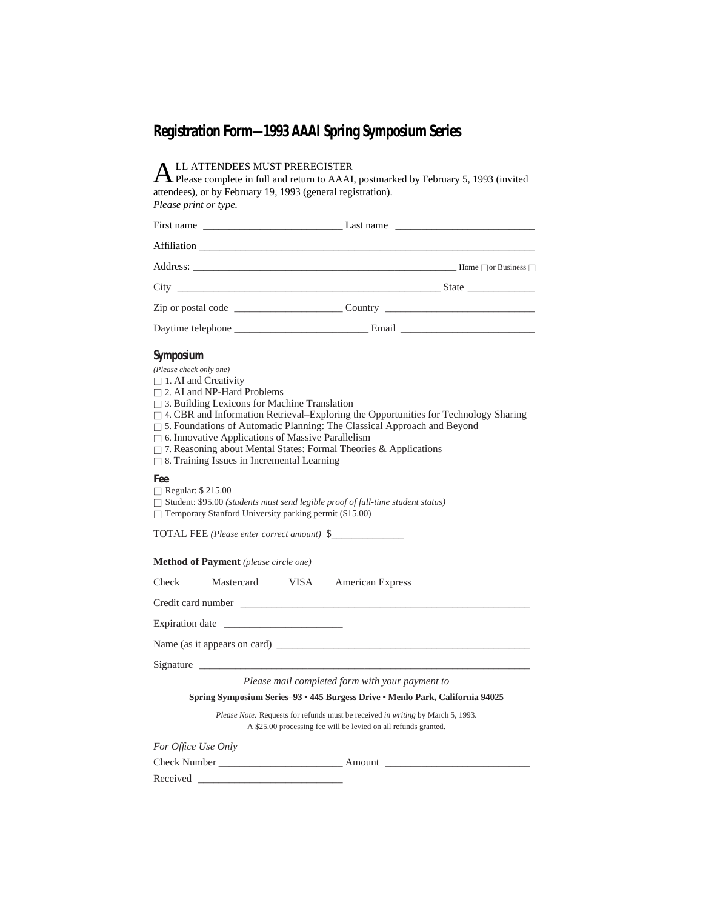## Registration Form—1993 AAAI Spring Symposium Series

ALL ATTENDEES MUST PREREGISTER
Please complete in full and return to AAAI, postmarked by February 5, 1993 (invited attendees), or by February 19, 1993 (general registration).
*Please print or type.*

First name __________________________ Last name __________________________

Affiliation ______________________________________________________________

Address: ________________________________________________ Home ☐ or Business ☐

City _________________________________________________ State _____________

Zip or postal code ____________________ Country ____________________________

Daytime telephone _________________________ Email _________________________

### Symposium

*(Please check only one)*

☐ 1. AI and Creativity
☐ 2. AI and NP-Hard Problems
☐ 3. Building Lexicons for Machine Translation
☐ 4. CBR and Information Retrieval–Exploring the Opportunities for Technology Sharing
☐ 5. Foundations of Automatic Planning: The Classical Approach and Beyond
☐ 6. Innovative Applications of Massive Parallelism
☐ 7. Reasoning about Mental States: Formal Theories & Applications
☐ 8. Training Issues in Incremental Learning

#### Fee

☐ Regular: $ 215.00
☐ Student: $95.00 *(students must send legible proof of full-time student status)*
☐ Temporary Stanford University parking permit ($15.00)

TOTAL FEE *(Please enter correct amount)* $______________

**Method of Payment** *(please circle one)*

Check Mastercard VISA American Express

Credit card number ________________________________________________________

Expiration date ______________________

Name (as it appears on card) _______________________________________________

Signature _______________________________________________________________

*Please mail completed form with your payment to*

**Spring Symposium Series–93 • 445 Burgess Drive • Menlo Park, California 94025**

*Please Note:* Requests for refunds must be received *in writing* by March 5, 1993.
A $25.00 processing fee will be levied on all refunds granted.

*For Office Use Only*

Check Number _______________________ Amount ___________________________

Received ___________________________